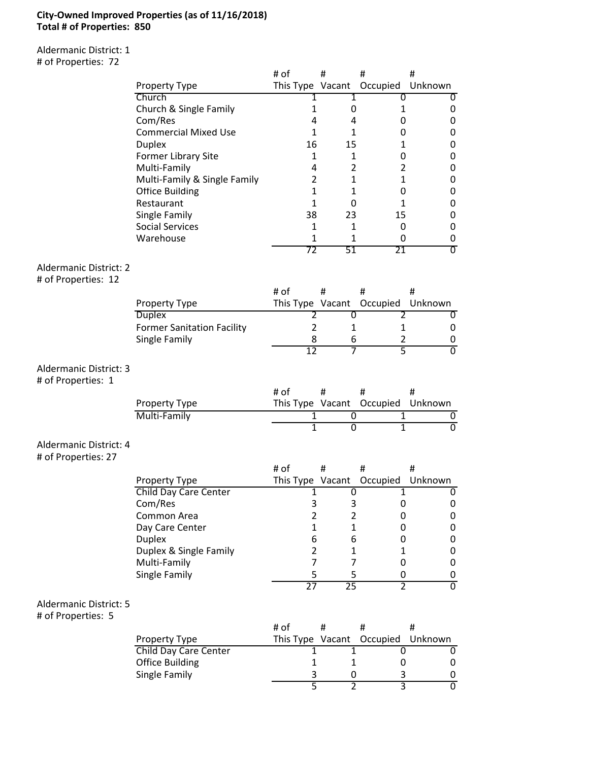**City-Owned Improved Properties (as of 11/16/2018)**
**Total # of Properties: 850**

Aldermanic District: 1
# of Properties: 72

| Property Type | # of This Type | # Vacant | # Occupied | # Unknown |
|---|---|---|---|---|
| Church | 1 | 1 | 0 | 0 |
| Church & Single Family | 1 | 0 | 1 | 0 |
| Com/Res | 4 | 4 | 0 | 0 |
| Commercial Mixed Use | 1 | 1 | 0 | 0 |
| Duplex | 16 | 15 | 1 | 0 |
| Former Library Site | 1 | 1 | 0 | 0 |
| Multi-Family | 4 | 2 | 2 | 0 |
| Multi-Family & Single Family | 2 | 1 | 1 | 0 |
| Office Building | 1 | 1 | 0 | 0 |
| Restaurant | 1 | 0 | 1 | 0 |
| Single Family | 38 | 23 | 15 | 0 |
| Social Services | 1 | 1 | 0 | 0 |
| Warehouse | 1 | 1 | 0 | 0 |
| | 72 | 51 | 21 | 0 |

Aldermanic District: 2
# of Properties: 12

| Property Type | # of This Type | # Vacant | # Occupied | # Unknown |
|---|---|---|---|---|
| Duplex | 2 | 0 | 2 | 0 |
| Former Sanitation Facility | 2 | 1 | 1 | 0 |
| Single Family | 8 | 6 | 2 | 0 |
| | 12 | 7 | 5 | 0 |

Aldermanic District: 3
# of Properties: 1

| Property Type | # of This Type | # Vacant | # Occupied | # Unknown |
|---|---|---|---|---|
| Multi-Family | 1 | 0 | 1 | 0 |
| | 1 | 0 | 1 | 0 |

Aldermanic District: 4
# of Properties: 27

| Property Type | # of This Type | # Vacant | # Occupied | # Unknown |
|---|---|---|---|---|
| Child Day Care Center | 1 | 0 | 1 | 0 |
| Com/Res | 3 | 3 | 0 | 0 |
| Common Area | 2 | 2 | 0 | 0 |
| Day Care Center | 1 | 1 | 0 | 0 |
| Duplex | 6 | 6 | 0 | 0 |
| Duplex & Single Family | 2 | 1 | 1 | 0 |
| Multi-Family | 7 | 7 | 0 | 0 |
| Single Family | 5 | 5 | 0 | 0 |
| | 27 | 25 | 2 | 0 |

Aldermanic District: 5
# of Properties: 5

| Property Type | # of This Type | # Vacant | # Occupied | # Unknown |
|---|---|---|---|---|
| Child Day Care Center | 1 | 1 | 0 | 0 |
| Office Building | 1 | 1 | 0 | 0 |
| Single Family | 3 | 0 | 3 | 0 |
| | 5 | 2 | 3 | 0 |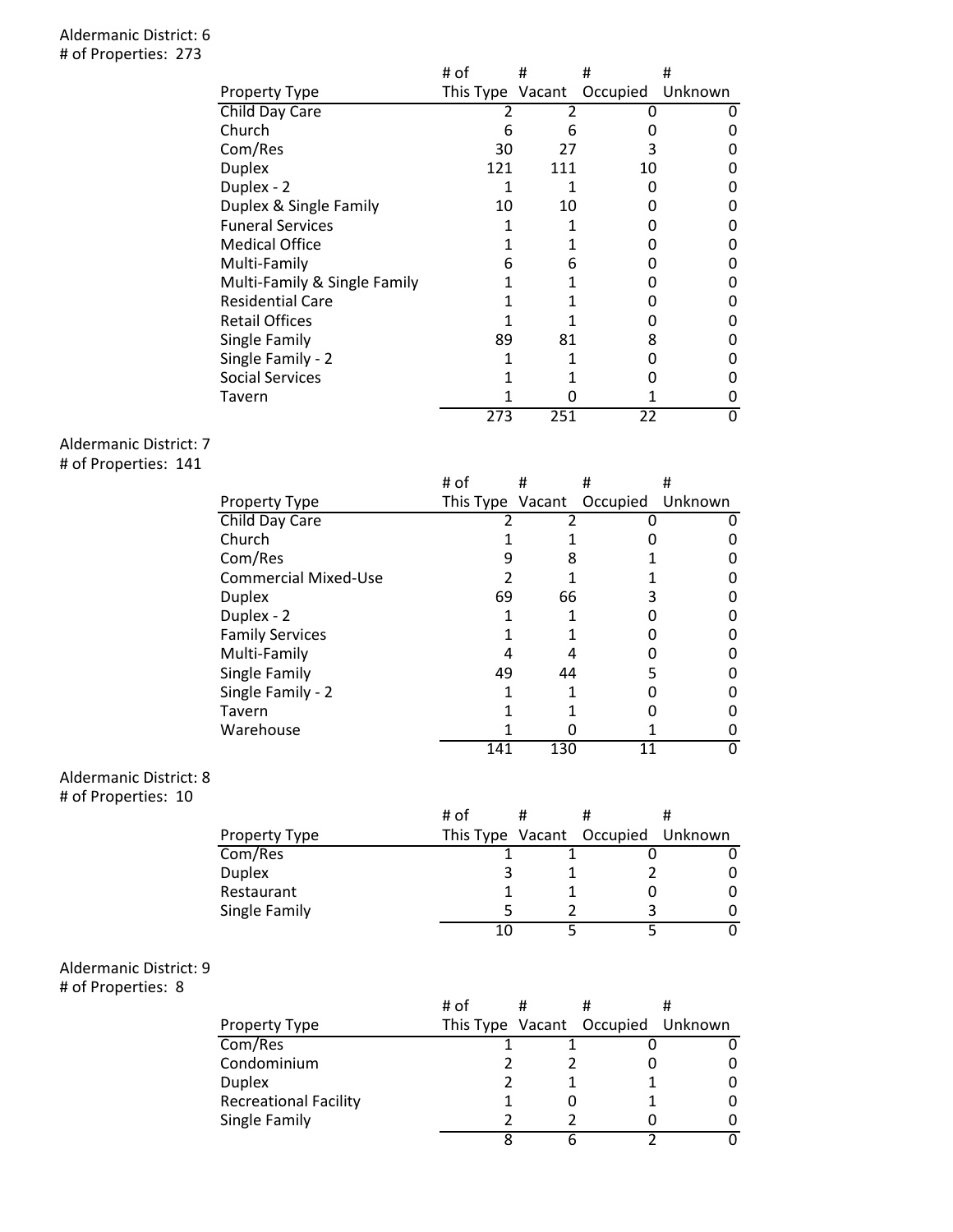Aldermanic District: 6
# of Properties: 273

| Property Type | # of This Type | # Vacant | # Occupied | # Unknown |
|---|---|---|---|---|
| Child Day Care | 2 | 2 | 0 | 0 |
| Church | 6 | 6 | 0 | 0 |
| Com/Res | 30 | 27 | 3 | 0 |
| Duplex | 121 | 111 | 10 | 0 |
| Duplex - 2 | 1 | 1 | 0 | 0 |
| Duplex & Single Family | 10 | 10 | 0 | 0 |
| Funeral Services | 1 | 1 | 0 | 0 |
| Medical Office | 1 | 1 | 0 | 0 |
| Multi-Family | 6 | 6 | 0 | 0 |
| Multi-Family & Single Family | 1 | 1 | 0 | 0 |
| Residential Care | 1 | 1 | 0 | 0 |
| Retail Offices | 1 | 1 | 0 | 0 |
| Single Family | 89 | 81 | 8 | 0 |
| Single Family - 2 | 1 | 1 | 0 | 0 |
| Social Services | 1 | 1 | 0 | 0 |
| Tavern | 1 | 0 | 1 | 0 |
| | 273 | 251 | 22 | 0 |

Aldermanic District: 7
# of Properties: 141

| Property Type | # of This Type | # Vacant | # Occupied | # Unknown |
|---|---|---|---|---|
| Child Day Care | 2 | 2 | 0 | 0 |
| Church | 1 | 1 | 0 | 0 |
| Com/Res | 9 | 8 | 1 | 0 |
| Commercial Mixed-Use | 2 | 1 | 1 | 0 |
| Duplex | 69 | 66 | 3 | 0 |
| Duplex - 2 | 1 | 1 | 0 | 0 |
| Family Services | 1 | 1 | 0 | 0 |
| Multi-Family | 4 | 4 | 0 | 0 |
| Single Family | 49 | 44 | 5 | 0 |
| Single Family - 2 | 1 | 1 | 0 | 0 |
| Tavern | 1 | 1 | 0 | 0 |
| Warehouse | 1 | 0 | 1 | 0 |
| | 141 | 130 | 11 | 0 |

Aldermanic District: 8
# of Properties: 10

| Property Type | # of This Type | # Vacant | # Occupied | # Unknown |
|---|---|---|---|---|
| Com/Res | 1 | 1 | 0 | 0 |
| Duplex | 3 | 1 | 2 | 0 |
| Restaurant | 1 | 1 | 0 | 0 |
| Single Family | 5 | 2 | 3 | 0 |
| | 10 | 5 | 5 | 0 |

Aldermanic District: 9
# of Properties: 8

| Property Type | # of This Type | # Vacant | # Occupied | # Unknown |
|---|---|---|---|---|
| Com/Res | 1 | 1 | 0 | 0 |
| Condominium | 2 | 2 | 0 | 0 |
| Duplex | 2 | 1 | 1 | 0 |
| Recreational Facility | 1 | 0 | 1 | 0 |
| Single Family | 2 | 2 | 0 | 0 |
| | 8 | 6 | 2 | 0 |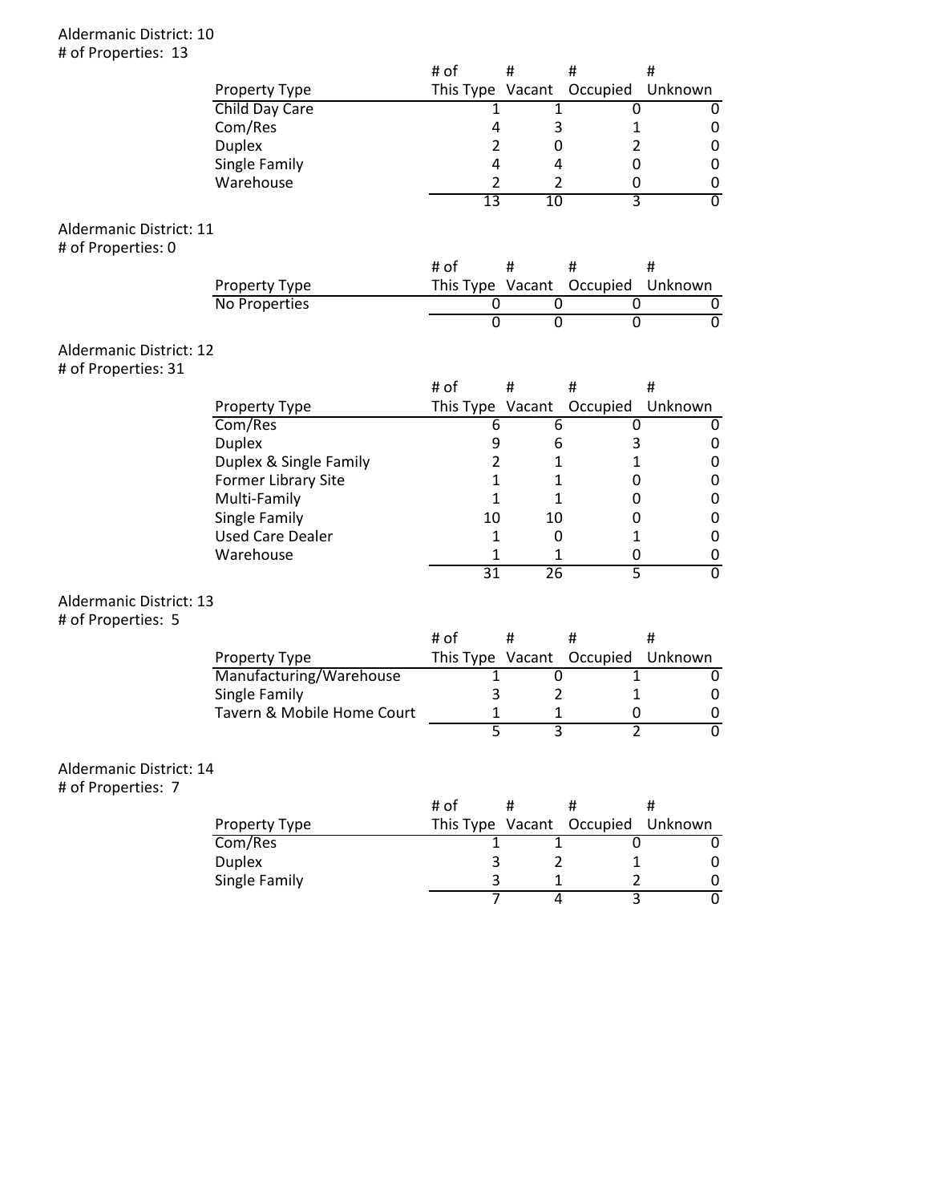Aldermanic District: 10
# of Properties: 13

| Property Type | # of This Type | # Vacant | # Occupied | # Unknown |
|---|---|---|---|---|
| Child Day Care | 1 | 1 | 0 | 0 |
| Com/Res | 4 | 3 | 1 | 0 |
| Duplex | 2 | 0 | 2 | 0 |
| Single Family | 4 | 4 | 0 | 0 |
| Warehouse | 2 | 2 | 0 | 0 |
| | 13 | 10 | 3 | 0 |

Aldermanic District: 11
# of Properties: 0

| Property Type | # of This Type | # Vacant | # Occupied | # Unknown |
|---|---|---|---|---|
| No Properties | 0 | 0 | 0 | 0 |
| | 0 | 0 | 0 | 0 |

Aldermanic District: 12
# of Properties: 31

| Property Type | # of This Type | # Vacant | # Occupied | # Unknown |
|---|---|---|---|---|
| Com/Res | 6 | 6 | 0 | 0 |
| Duplex | 9 | 6 | 3 | 0 |
| Duplex & Single Family | 2 | 1 | 1 | 0 |
| Former Library Site | 1 | 1 | 0 | 0 |
| Multi-Family | 1 | 1 | 0 | 0 |
| Single Family | 10 | 10 | 0 | 0 |
| Used Care Dealer | 1 | 0 | 1 | 0 |
| Warehouse | 1 | 1 | 0 | 0 |
| | 31 | 26 | 5 | 0 |

Aldermanic District: 13
# of Properties: 5

| Property Type | # of This Type | # Vacant | # Occupied | # Unknown |
|---|---|---|---|---|
| Manufacturing/Warehouse | 1 | 0 | 1 | 0 |
| Single Family | 3 | 2 | 1 | 0 |
| Tavern & Mobile Home Court | 1 | 1 | 0 | 0 |
| | 5 | 3 | 2 | 0 |

Aldermanic District: 14
# of Properties: 7

| Property Type | # of This Type | # Vacant | # Occupied | # Unknown |
|---|---|---|---|---|
| Com/Res | 1 | 1 | 0 | 0 |
| Duplex | 3 | 2 | 1 | 0 |
| Single Family | 3 | 1 | 2 | 0 |
| | 7 | 4 | 3 | 0 |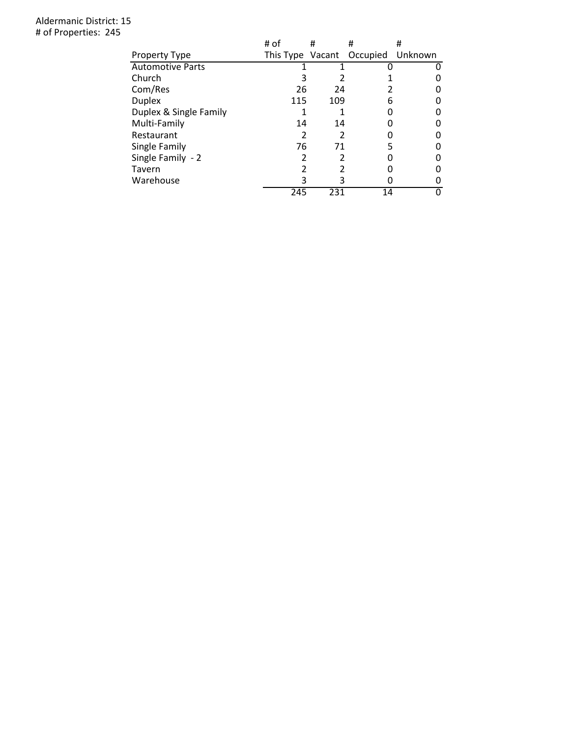Aldermanic District: 15
# of Properties: 245

| Property Type | # of This Type | # Vacant | # Occupied | # Unknown |
|---|---|---|---|---|
| Automotive Parts | 1 | 1 | 0 | 0 |
| Church | 3 | 2 | 1 | 0 |
| Com/Res | 26 | 24 | 2 | 0 |
| Duplex | 115 | 109 | 6 | 0 |
| Duplex & Single Family | 1 | 1 | 0 | 0 |
| Multi-Family | 14 | 14 | 0 | 0 |
| Restaurant | 2 | 2 | 0 | 0 |
| Single Family | 76 | 71 | 5 | 0 |
| Single Family - 2 | 2 | 2 | 0 | 0 |
| Tavern | 2 | 2 | 0 | 0 |
| Warehouse | 3 | 3 | 0 | 0 |
| | 245 | 231 | 14 | 0 |